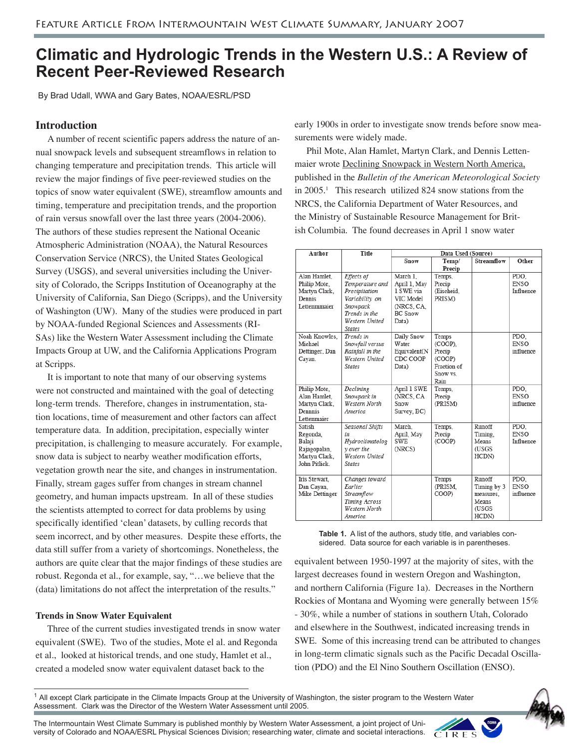# Climatic and Hydrologic Trends in the Western U.S.: A Review of Recent Peer-Reviewed Research

By Brad Udall, WWA and Gary Bates, NOAA/ESRL/PSD

## Introduction

A number of recent scientific papers address the nature of annual snowpack levels and subsequent streamflows in relation to changing temperature and precipitation trends. This article will review the major findings of five peer-reviewed studies on the topics of snow water equivalent (SWE), streamflow amounts and timing, temperature and precipitation trends, and the proportion of rain versus snowfall over the last three years (2004-2006). The authors of these studies represent the National Oceanic Atmospheric Administration (NOAA), the Natural Resources Conservation Service (NRCS), the United States Geological Survey (USGS), and several universities including the University of Colorado, the Scripps Institution of Oceanography at the University of California, San Diego (Scripps), and the University of Washington (UW). Many of the studies were produced in part by NOAA-funded Regional Sciences and Assessments (RISAs) like the Western Water Assessment including the Climate Impacts Group at UW, and the California Applications Program at Scripps.

It is important to note that many of our observing systems were not constructed and maintained with the goal of detecting long-term trends. Therefore, changes in instrumentation, station locations, time of measurement and other factors can affect temperature data. In addition, precipitation, especially winter precipitation, is challenging to measure accurately. For example, snow data is subject to nearby weather modification efforts, vegetation growth near the site, and changes in instrumentation. Finally, stream gages suffer from changes in stream channel geometry, and human impacts upstream. In all of these studies the scientists attempted to correct for data problems by using specifically identified 'clean' datasets, by culling records that seem incorrect, and by other measures. Despite these efforts, the data still suffer from a variety of shortcomings. Nonetheless, the authors are quite clear that the major findings of these studies are robust. Regonda et al., for example, say, "…we believe that the (data) limitations do not affect the interpretation of the results."

### Trends in Snow Water Equivalent

Three of the current studies investigated trends in snow water equivalent (SWE). Two of the studies, Mote el al. and Regonda et al., looked at historical trends, and one study, Hamlet et al., created a modeled snow water equivalent dataset back to the early 1900s in order to investigate snow trends before snow measurements were widely made.

Phil Mote, Alan Hamlet, Martyn Clark, and Dennis Lettenmaier wrote Declining Snowpack in Western North America, published in the *Bulletin of the American Meteorological Society* in 2005.[1] This research utilized 824 snow stations from the NRCS, the California Department of Water Resources, and the Ministry of Sustainable Resource Management for British Columbia. The found decreases in April 1 snow water equivalent between 1950-1997 at the majority of sites, with the largest decreases found in western Oregon and Washington, and northern California (Figure 1a). Decreases in the Northern Rockies of Montana and Wyoming were generally between 15% - 30%, while a number of stations in southern Utah, Colorado and elsewhere in the Southwest, indicated increasing trends in SWE. Some of this increasing trend can be attributed to changes in long-term climatic signals such as the Pacific Decadal Oscillation (PDO) and the El Nino Southern Oscillation (ENSO).

| Author | Title | Data Used (Source) | | | |
|---|---|---|---|---|---|
| | | Snow | Temp/ Precip | Streamflow | Other |
| Alan Hamlet, Philip Mote, Martyn Clark, Dennis Lettenmmaier | *Effects of Temperature and Precipitation Variability on Snowpack Trends in the Western United States* | March 1, April 1, May 1 SWE via VIC Model (NRCS, CA, BC Snow Data) | Temps, Precip (Eischeid, PRISM) | | PDO, ENSO Influence |
| Noah Knowles, Michael Dettinger, Dan Cayan. | *Trends in Snowfall versus Rainfall in the Western United States* | Daily Snow Water Equivalent(N CDC COOP Data) | Temps (COOP), Precip (COOP) Fraction of Snow vs. Rain | | PDO, ENSO influence |
| Philip Mote, Alan Hamlet, Martyn Clark, Dennnis Lettenmaier | *Declining Snowpack in Western North America* | April 1 SWE (NRCS, CA Snow Survey, BC) | Temps, Precip (PRISM) | | PDO, ENSO influence |
| Satish Regonda, Balaji Rajagopalan, Martyn Clark, John Pitlick. | *Seasonal Shifts in Hydroclimatology over the Western United States* | March, April, May SWE (NRCS) | Temps, Precip (COOP) | Runoff Timing, Means (USGS HCDN) | PDO, ENSO Influence |
| Iris Stewart, Dan Cayan, Mike Dettinger | *Changes toward Earlier Streamflow Timing Across Western North America* | | Temps (PRISM, COOP) | Runoff Timing by 3 measures, Means (USGS HCDN) | PDO, ENSO influence |

**Table 1.** A list of the authors, study title, and variables considered. Data source for each variable is in parentheses.

[1] All except Clark participate in the Climate Impacts Group at the University of Washington, the sister program to the Western Water Assessment. Clark was the Director of the Western Water Assessment until 2005.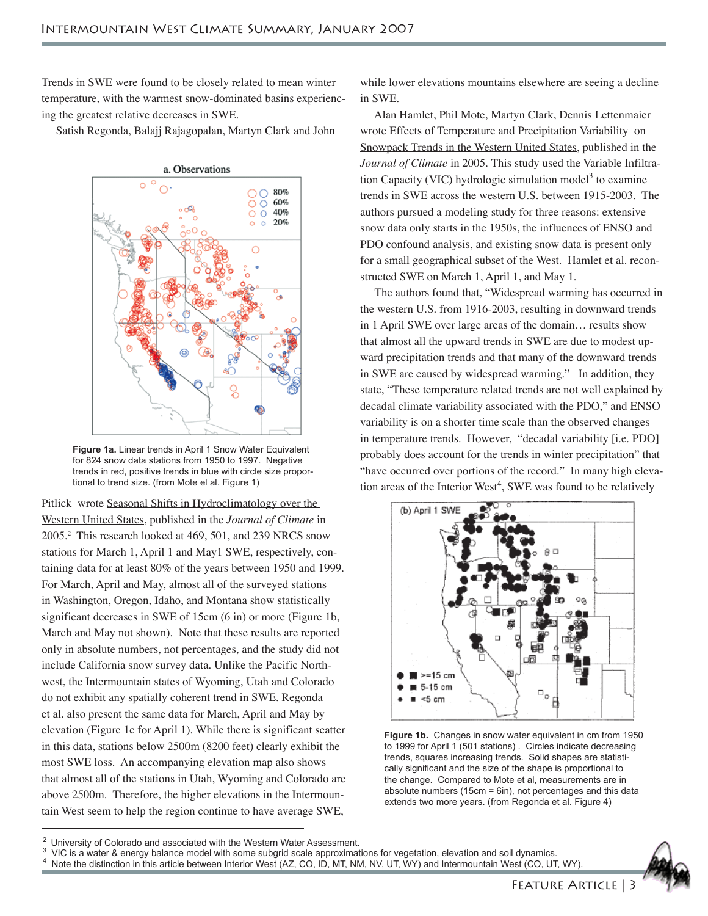Trends in SWE were found to be closely related to mean winter temperature, with the warmest snow-dominated basins experiencing the greatest relative decreases in SWE.

Satish Regonda, Balajj Rajagopalan, Martyn Clark and John Pitlick wrote Seasonal Shifts in Hydroclimatology over the Western United States, published in the *Journal of Climate* in 2005.[2] This research looked at 469, 501, and 239 NRCS snow stations for March 1, April 1 and May1 SWE, respectively, containing data for at least 80% of the years between 1950 and 1999. For March, April and May, almost all of the surveyed stations in Washington, Oregon, Idaho, and Montana show statistically significant decreases in SWE of 15cm (6 in) or more (Figure 1b, March and May not shown). Note that these results are reported only in absolute numbers, not percentages, and the study did not include California snow survey data. Unlike the Pacific Northwest, the Intermountain states of Wyoming, Utah and Colorado do not exhibit any spatially coherent trend in SWE. Regonda et al. also present the same data for March, April and May by elevation (Figure 1c for April 1). While there is significant scatter in this data, stations below 2500m (8200 feet) clearly exhibit the most SWE loss. An accompanying elevation map also shows that almost all of the stations in Utah, Wyoming and Colorado are above 2500m. Therefore, the higher elevations in the Intermountain West seem to help the region continue to have average SWE, while lower elevations mountains elsewhere are seeing a decline in SWE.

**Figure 1a.** Linear trends in April 1 Snow Water Equivalent for 824 snow data stations from 1950 to 1997. Negative trends in red, positive trends in blue with circle size proportional to trend size. (from Mote el al. Figure 1)

Alan Hamlet, Phil Mote, Martyn Clark, Dennis Lettenmaier wrote Effects of Temperature and Precipitation Variability on Snowpack Trends in the Western United States, published in the *Journal of Climate* in 2005. This study used the Variable Infiltration Capacity (VIC) hydrologic simulation model[3] to examine trends in SWE across the western U.S. between 1915-2003. The authors pursued a modeling study for three reasons: extensive snow data only starts in the 1950s, the influences of ENSO and PDO confound analysis, and existing snow data is present only for a small geographical subset of the West. Hamlet et al. reconstructed SWE on March 1, April 1, and May 1.

The authors found that, "Widespread warming has occurred in the western U.S. from 1916-2003, resulting in downward trends in 1 April SWE over large areas of the domain… results show that almost all the upward trends in SWE are due to modest upward precipitation trends and that many of the downward trends in SWE are caused by widespread warming." In addition, they state, "These temperature related trends are not well explained by decadal climate variability associated with the PDO," and ENSO variability is on a shorter time scale than the observed changes in temperature trends. However, "decadal variability [i.e. PDO] probably does account for the trends in winter precipitation" that "have occurred over portions of the record." In many high elevation areas of the Interior West[4], SWE was found to be relatively

**Figure 1b.** Changes in snow water equivalent in cm from 1950 to 1999 for April 1 (501 stations) . Circles indicate decreasing trends, squares increasing trends. Solid shapes are statistically significant and the size of the shape is proportional to the change. Compared to Mote et al, measurements are in absolute numbers (15cm = 6in), not percentages and this data extends two more years. (from Regonda et al. Figure 4)

---

[2] University of Colorado and associated with the Western Water Assessment.

[3] VIC is a water & energy balance model with some subgrid scale approximations for vegetation, elevation and soil dynamics.

[4] Note the distinction in this article between Interior West (AZ, CO, ID, MT, NM, NV, UT, WY) and Intermountain West (CO, UT, WY).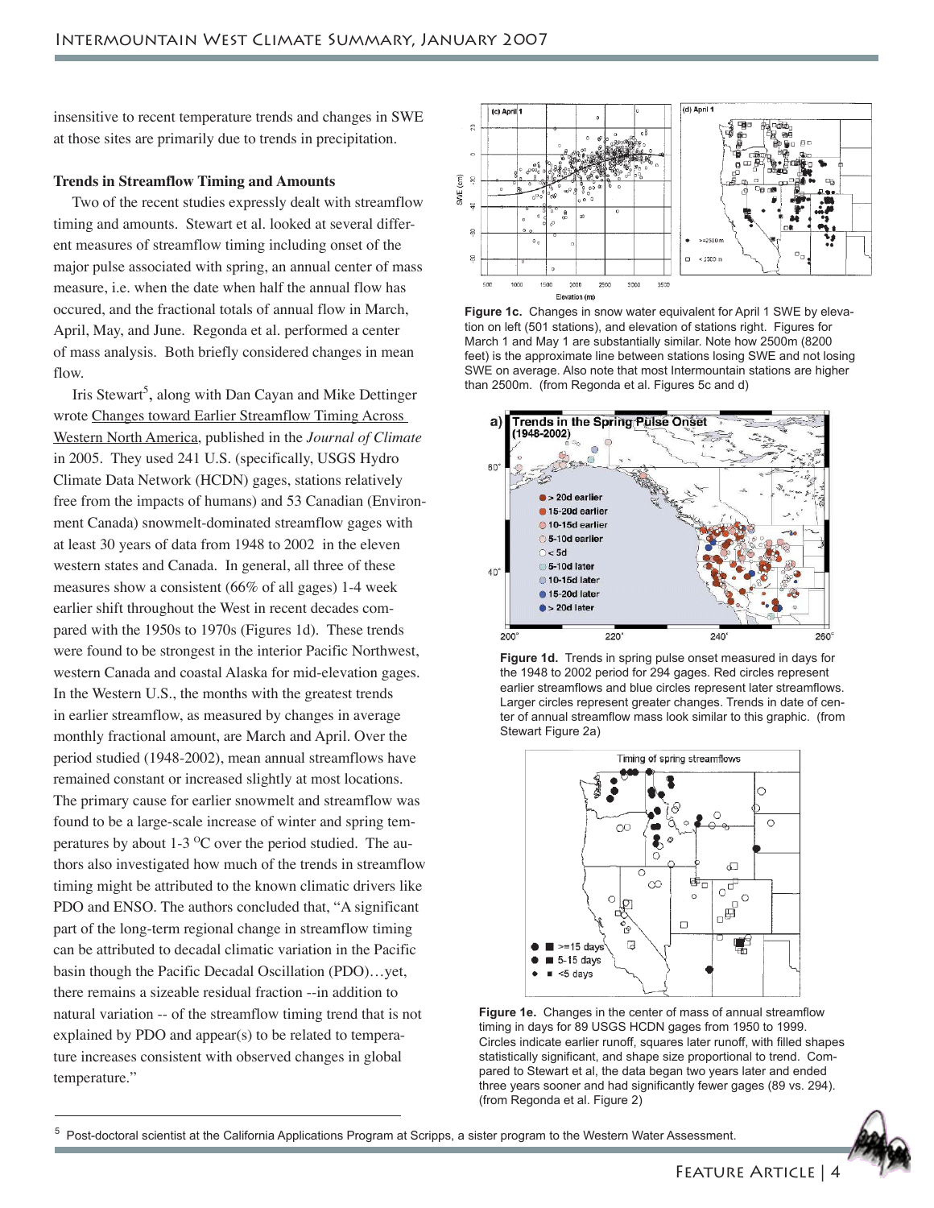insensitive to recent temperature trends and changes in SWE at those sites are primarily due to trends in precipitation.

**Trends in Streamflow Timing and Amounts**

Two of the recent studies expressly dealt with streamflow timing and amounts. Stewart et al. looked at several different measures of streamflow timing including onset of the major pulse associated with spring, an annual center of mass measure, i.e. when the date when half the annual flow has occured, and the fractional totals of annual flow in March, April, May, and June. Regonda et al. performed a center of mass analysis. Both briefly considered changes in mean flow.

Iris Stewart[5], along with Dan Cayan and Mike Dettinger wrote Changes toward Earlier Streamflow Timing Across Western North America, published in the *Journal of Climate* in 2005. They used 241 U.S. (specifically, USGS Hydro Climate Data Network (HCDN) gages, stations relatively free from the impacts of humans) and 53 Canadian (Environment Canada) snowmelt-dominated streamflow gages with at least 30 years of data from 1948 to 2002 in the eleven western states and Canada. In general, all three of these measures show a consistent (66% of all gages) 1-4 week earlier shift throughout the West in recent decades compared with the 1950s to 1970s (Figures 1d). These trends were found to be strongest in the interior Pacific Northwest, western Canada and coastal Alaska for mid-elevation gages. In the Western U.S., the months with the greatest trends in earlier streamflow, as measured by changes in average monthly fractional amount, are March and April. Over the period studied (1948-2002), mean annual streamflows have remained constant or increased slightly at most locations. The primary cause for earlier snowmelt and streamflow was found to be a large-scale increase of winter and spring temperatures by about 1-3 $^{O}$C over the period studied. The authors also investigated how much of the trends in streamflow timing might be attributed to the known climatic drivers like PDO and ENSO. The authors concluded that, "A significant part of the long-term regional change in streamflow timing can be attributed to decadal climatic variation in the Pacific basin though the Pacific Decadal Oscillation (PDO)…yet, there remains a sizeable residual fraction --in addition to natural variation -- of the streamflow timing trend that is not explained by PDO and appear(s) to be related to temperature increases consistent with observed changes in global temperature."

**Figure 1c.** Changes in snow water equivalent for April 1 SWE by elevation on left (501 stations), and elevation of stations right. Figures for March 1 and May 1 are substantially similar. Note how 2500m (8200 feet) is the approximate line between stations losing SWE and not losing SWE on average. Also note that most Intermountain stations are higher than 2500m. (from Regonda et al. Figures 5c and d)

**Figure 1d.** Trends in spring pulse onset measured in days for the 1948 to 2002 period for 294 gages. Red circles represent earlier streamflows and blue circles represent later streamflows. Larger circles represent greater changes. Trends in date of center of annual streamflow mass look similar to this graphic. (from Stewart Figure 2a)

**Figure 1e.** Changes in the center of mass of annual streamflow timing in days for 89 USGS HCDN gages from 1950 to 1999. Circles indicate earlier runoff, squares later runoff, with filled shapes statistically significant, and shape size proportional to trend. Compared to Stewart et al, the data began two years later and ended three years sooner and had significantly fewer gages (89 vs. 294). (from Regonda et al. Figure 2)

[5] Post-doctoral scientist at the California Applications Program at Scripps, a sister program to the Western Water Assessment.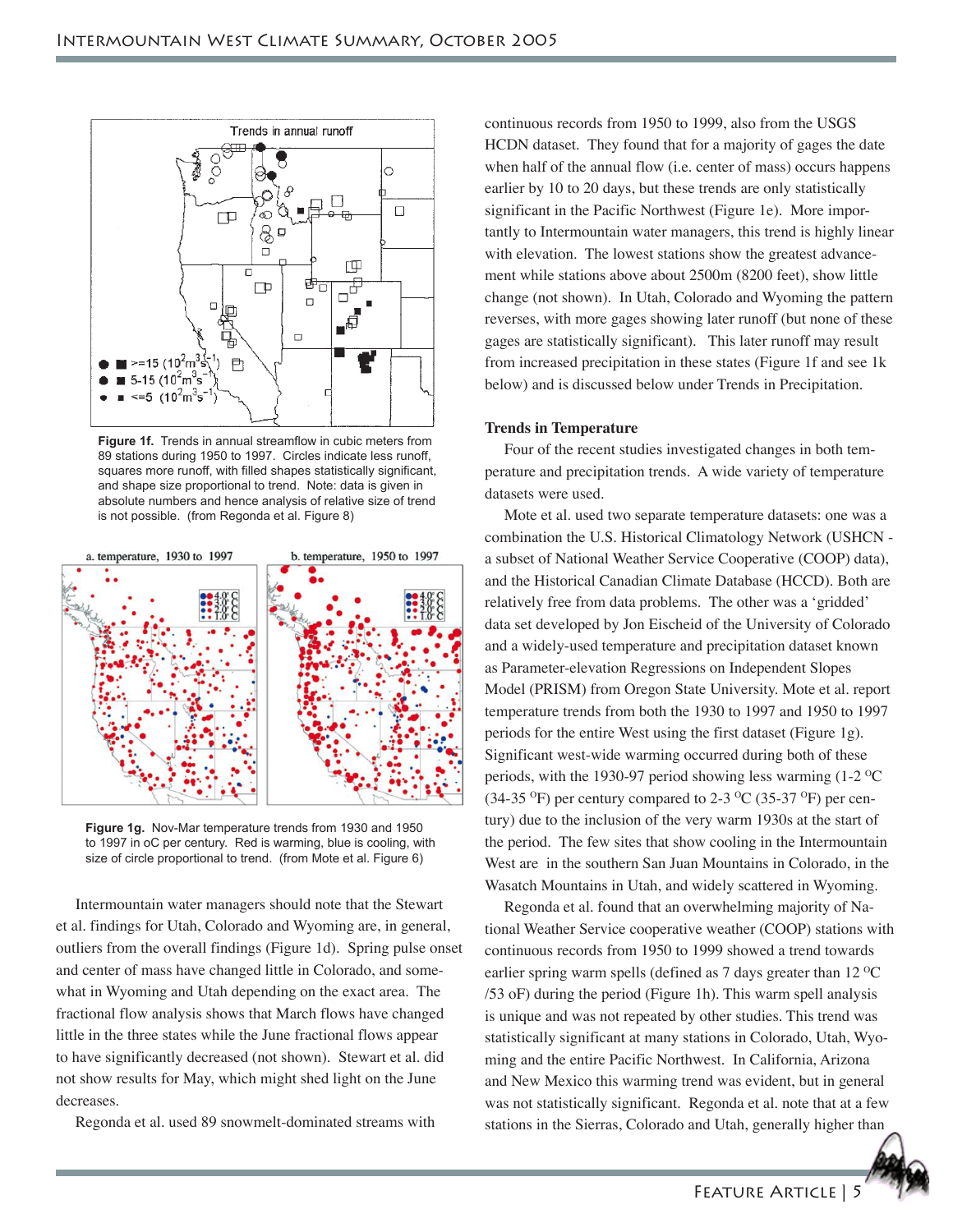**Figure 1f.** Trends in annual streamflow in cubic meters from 89 stations during 1950 to 1997. Circles indicate less runoff, squares more runoff, with filled shapes statistically significant, and shape size proportional to trend. Note: data is given in absolute numbers and hence analysis of relative size of trend is not possible. (from Regonda et al. Figure 8)

**Figure 1g.** Nov-Mar temperature trends from 1930 and 1950 to 1997 in oC per century. Red is warming, blue is cooling, with size of circle proportional to trend. (from Mote et al. Figure 6)

Intermountain water managers should note that the Stewart et al. findings for Utah, Colorado and Wyoming are, in general, outliers from the overall findings (Figure 1d). Spring pulse onset and center of mass have changed little in Colorado, and somewhat in Wyoming and Utah depending on the exact area. The fractional flow analysis shows that March flows have changed little in the three states while the June fractional flows appear to have significantly decreased (not shown). Stewart et al. did not show results for May, which might shed light on the June decreases.

Regonda et al. used 89 snowmelt-dominated streams with continuous records from 1950 to 1999, also from the USGS HCDN dataset. They found that for a majority of gages the date when half of the annual flow (i.e. center of mass) occurs happens earlier by 10 to 20 days, but these trends are only statistically significant in the Pacific Northwest (Figure 1e). More importantly to Intermountain water managers, this trend is highly linear with elevation. The lowest stations show the greatest advancement while stations above about 2500m (8200 feet), show little change (not shown). In Utah, Colorado and Wyoming the pattern reverses, with more gages showing later runoff (but none of these gages are statistically significant). This later runoff may result from increased precipitation in these states (Figure 1f and see 1k below) and is discussed below under Trends in Precipitation.

### Trends in Temperature

Four of the recent studies investigated changes in both temperature and precipitation trends. A wide variety of temperature datasets were used.

Mote et al. used two separate temperature datasets: one was a combination the U.S. Historical Climatology Network (USHCN - a subset of National Weather Service Cooperative (COOP) data), and the Historical Canadian Climate Database (HCCD). Both are relatively free from data problems. The other was a 'gridded' data set developed by Jon Eischeid of the University of Colorado and a widely-used temperature and precipitation dataset known as Parameter-elevation Regressions on Independent Slopes Model (PRISM) from Oregon State University. Mote et al. report temperature trends from both the 1930 to 1997 and 1950 to 1997 periods for the entire West using the first dataset (Figure 1g). Significant west-wide warming occurred during both of these periods, with the 1930-97 period showing less warming (1-2 $^{o}$C (34-35 $^{o}$F) per century compared to 2-3 $^{o}$C (35-37 $^{o}$F) per century) due to the inclusion of the very warm 1930s at the start of the period. The few sites that show cooling in the Intermountain West are in the southern San Juan Mountains in Colorado, in the Wasatch Mountains in Utah, and widely scattered in Wyoming.

Regonda et al. found that an overwhelming majority of National Weather Service cooperative weather (COOP) stations with continuous records from 1950 to 1999 showed a trend towards earlier spring warm spells (defined as 7 days greater than 12 $^{o}$C /53 oF) during the period (Figure 1h). This warm spell analysis is unique and was not repeated by other studies. This trend was statistically significant at many stations in Colorado, Utah, Wyoming and the entire Pacific Northwest. In California, Arizona and New Mexico this warming trend was evident, but in general was not statistically significant. Regonda et al. note that at a few stations in the Sierras, Colorado and Utah, generally higher than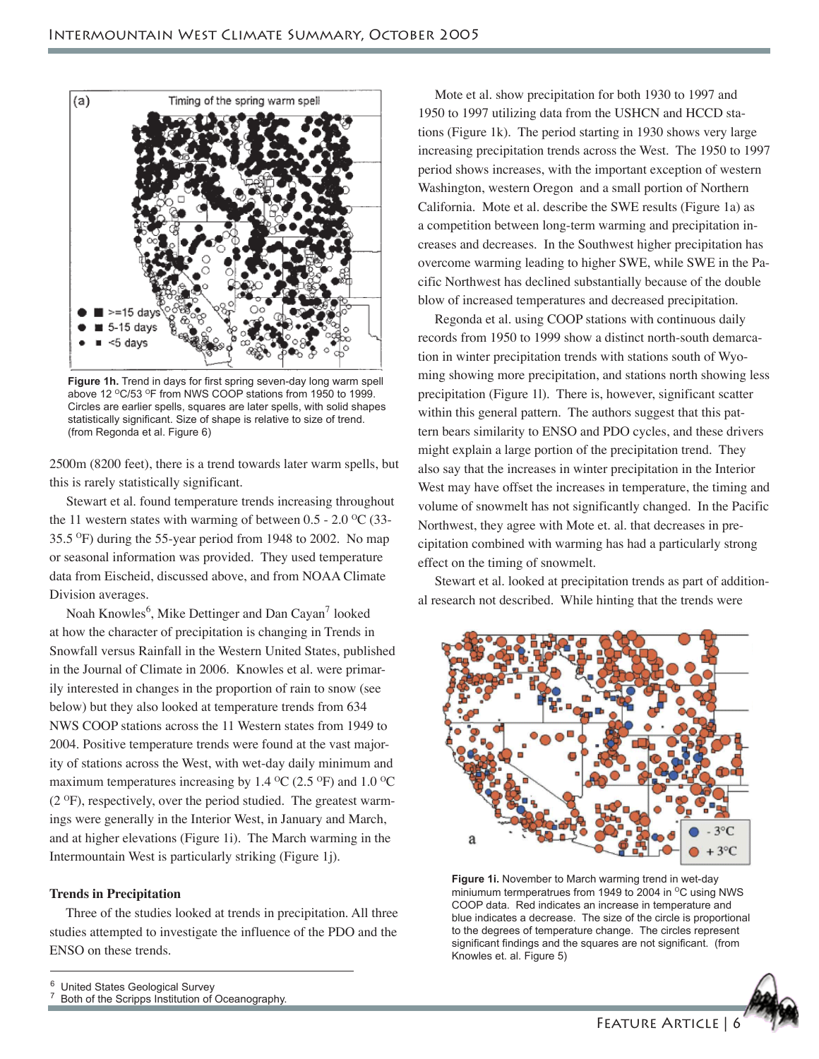**Figure 1h.** Trend in days for first spring seven-day long warm spell above 12 °C/53 °F from NWS COOP stations from 1950 to 1999. Circles are earlier spells, squares are later spells, with solid shapes statistically significant. Size of shape is relative to size of trend. (from Regonda et al. Figure 6)

2500m (8200 feet), there is a trend towards later warm spells, but this is rarely statistically significant.

Stewart et al. found temperature trends increasing throughout the 11 western states with warming of between 0.5 - 2.0 °C (33-35.5 °F) during the 55-year period from 1948 to 2002. No map or seasonal information was provided. They used temperature data from Eischeid, discussed above, and from NOAA Climate Division averages.

Noah Knowles[6], Mike Dettinger and Dan Cayan[7] looked at how the character of precipitation is changing in Trends in Snowfall versus Rainfall in the Western United States, published in the Journal of Climate in 2006. Knowles et al. were primarily interested in changes in the proportion of rain to snow (see below) but they also looked at temperature trends from 634 NWS COOP stations across the 11 Western states from 1949 to 2004. Positive temperature trends were found at the vast majority of stations across the West, with wet-day daily minimum and maximum temperatures increasing by 1.4 °C (2.5 °F) and 1.0 °C (2 °F), respectively, over the period studied. The greatest warmings were generally in the Interior West, in January and March, and at higher elevations (Figure 1i). The March warming in the Intermountain West is particularly striking (Figure 1j).

**Trends in Precipitation**

Three of the studies looked at trends in precipitation. All three studies attempted to investigate the influence of the PDO and the ENSO on these trends.

Mote et al. show precipitation for both 1930 to 1997 and 1950 to 1997 utilizing data from the USHCN and HCCD stations (Figure 1k). The period starting in 1930 shows very large increasing precipitation trends across the West. The 1950 to 1997 period shows increases, with the important exception of western Washington, western Oregon and a small portion of Northern California. Mote et al. describe the SWE results (Figure 1a) as a competition between long-term warming and precipitation increases and decreases. In the Southwest higher precipitation has overcome warming leading to higher SWE, while SWE in the Pacific Northwest has declined substantially because of the double blow of increased temperatures and decreased precipitation.

Regonda et al. using COOP stations with continuous daily records from 1950 to 1999 show a distinct north-south demarcation in winter precipitation trends with stations south of Wyoming showing more precipitation, and stations north showing less precipitation (Figure 1l). There is, however, significant scatter within this general pattern. The authors suggest that this pattern bears similarity to ENSO and PDO cycles, and these drivers might explain a large portion of the precipitation trend. They also say that the increases in winter precipitation in the Interior West may have offset the increases in temperature, the timing and volume of snowmelt has not significantly changed. In the Pacific Northwest, they agree with Mote et. al. that decreases in precipitation combined with warming has had a particularly strong effect on the timing of snowmelt.

Stewart et al. looked at precipitation trends as part of additional research not described. While hinting that the trends were

**Figure 1i.** November to March warming trend in wet-day miniumum termperatrues from 1949 to 2004 in °C using NWS COOP data. Red indicates an increase in temperature and blue indicates a decrease. The size of the circle is proportional to the degrees of temperature change. The circles represent significant findings and the squares are not significant. (from Knowles et. al. Figure 5)

[6] United States Geological Survey

[7] Both of the Scripps Institution of Oceanography.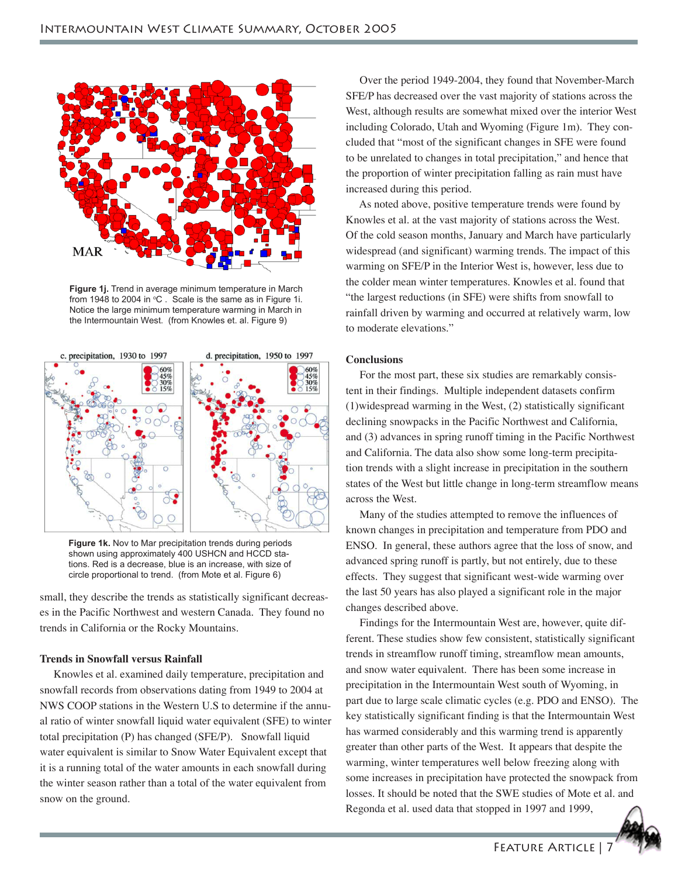Figure 1j. Trend in average minimum temperature in March from 1948 to 2004 in °C . Scale is the same as in Figure 1i. Notice the large minimum temperature warming in March in the Intermountain West. (from Knowles et. al. Figure 9)

Figure 1k. Nov to Mar precipitation trends during periods shown using approximately 400 USHCN and HCCD stations. Red is a decrease, blue is an increase, with size of circle proportional to trend. (from Mote et al. Figure 6)

small, they describe the trends as statistically significant decreases in the Pacific Northwest and western Canada. They found no trends in California or the Rocky Mountains.

**Trends in Snowfall versus Rainfall**

Knowles et al. examined daily temperature, precipitation and snowfall records from observations dating from 1949 to 2004 at NWS COOP stations in the Western U.S to determine if the annual ratio of winter snowfall liquid water equivalent (SFE) to winter total precipitation (P) has changed (SFE/P). Snowfall liquid water equivalent is similar to Snow Water Equivalent except that it is a running total of the water amounts in each snowfall during the winter season rather than a total of the water equivalent from snow on the ground.

Over the period 1949-2004, they found that November-March SFE/P has decreased over the vast majority of stations across the West, although results are somewhat mixed over the interior West including Colorado, Utah and Wyoming (Figure 1m). They concluded that "most of the significant changes in SFE were found to be unrelated to changes in total precipitation," and hence that the proportion of winter precipitation falling as rain must have increased during this period.

As noted above, positive temperature trends were found by Knowles et al. at the vast majority of stations across the West. Of the cold season months, January and March have particularly widespread (and significant) warming trends. The impact of this warming on SFE/P in the Interior West is, however, less due to the colder mean winter temperatures. Knowles et al. found that "the largest reductions (in SFE) were shifts from snowfall to rainfall driven by warming and occurred at relatively warm, low to moderate elevations."

**Conclusions**

For the most part, these six studies are remarkably consistent in their findings. Multiple independent datasets confirm (1)widespread warming in the West, (2) statistically significant declining snowpacks in the Pacific Northwest and California, and (3) advances in spring runoff timing in the Pacific Northwest and California. The data also show some long-term precipitation trends with a slight increase in precipitation in the southern states of the West but little change in long-term streamflow means across the West.

Many of the studies attempted to remove the influences of known changes in precipitation and temperature from PDO and ENSO. In general, these authors agree that the loss of snow, and advanced spring runoff is partly, but not entirely, due to these effects. They suggest that significant west-wide warming over the last 50 years has also played a significant role in the major changes described above.

Findings for the Intermountain West are, however, quite different. These studies show few consistent, statistically significant trends in streamflow runoff timing, streamflow mean amounts, and snow water equivalent. There has been some increase in precipitation in the Intermountain West south of Wyoming, in part due to large scale climatic cycles (e.g. PDO and ENSO). The key statistically significant finding is that the Intermountain West has warmed considerably and this warming trend is apparently greater than other parts of the West. It appears that despite the warming, winter temperatures well below freezing along with some increases in precipitation have protected the snowpack from losses. It should be noted that the SWE studies of Mote et al. and Regonda et al. used data that stopped in 1997 and 1999,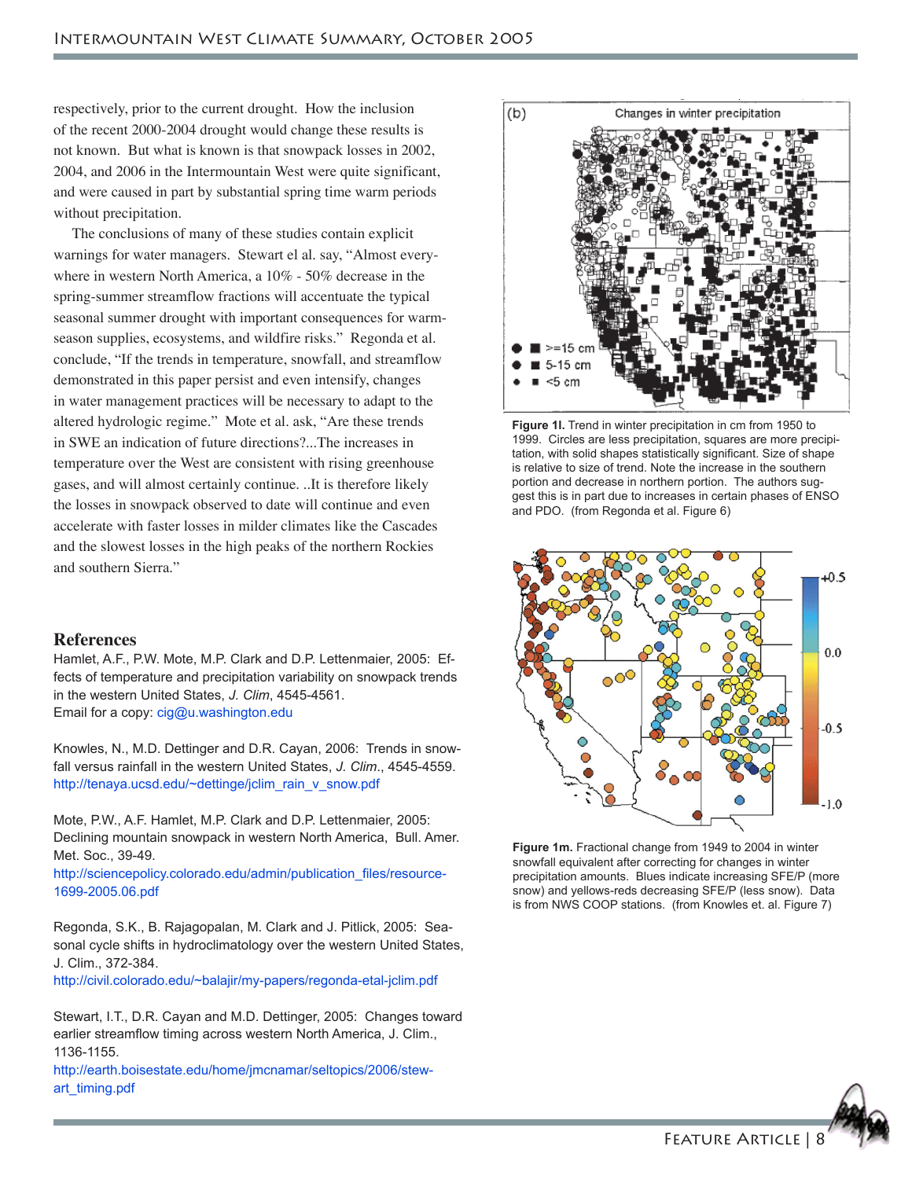respectively, prior to the current drought. How the inclusion of the recent 2000-2004 drought would change these results is not known. But what is known is that snowpack losses in 2002, 2004, and 2006 in the Intermountain West were quite significant, and were caused in part by substantial spring time warm periods without precipitation.

The conclusions of many of these studies contain explicit warnings for water managers. Stewart el al. say, "Almost everywhere in western North America, a 10% - 50% decrease in the spring-summer streamflow fractions will accentuate the typical seasonal summer drought with important consequences for warm-season supplies, ecosystems, and wildfire risks." Regonda et al. conclude, "If the trends in temperature, snowfall, and streamflow demonstrated in this paper persist and even intensify, changes in water management practices will be necessary to adapt to the altered hydrologic regime." Mote et al. ask, "Are these trends in SWE an indication of future directions?...The increases in temperature over the West are consistent with rising greenhouse gases, and will almost certainly continue. ..It is therefore likely the losses in snowpack observed to date will continue and even accelerate with faster losses in milder climates like the Cascades and the slowest losses in the high peaks of the northern Rockies and southern Sierra."

(b)

Changes in winter precipitation

>=15 cm
5-15 cm
<5 cm

**Figure 1l.** Trend in winter precipitation in cm from 1950 to 1999. Circles are less precipitation, squares are more precipitation, with solid shapes statistically significant. Size of shape is relative to size of trend. Note the increase in the southern portion and decrease in northern portion. The authors suggest this is in part due to increases in certain phases of ENSO and PDO. (from Regonda et al. Figure 6)

+0.5
0.0
-0.5
-1.0

**Figure 1m.** Fractional change from 1949 to 2004 in winter snowfall equivalent after correcting for changes in winter precipitation amounts. Blues indicate increasing SFE/P (more snow) and yellows-reds decreasing SFE/P (less snow). Data is from NWS COOP stations. (from Knowles et. al. Figure 7)

## References

Hamlet, A.F., P.W. Mote, M.P. Clark and D.P. Lettenmaier, 2005: Effects of temperature and precipitation variability on snowpack trends in the western United States, *J. Clim*, 4545-4561.
Email for a copy: cig@u.washington.edu

Knowles, N., M.D. Dettinger and D.R. Cayan, 2006: Trends in snowfall versus rainfall in the western United States, *J. Clim*., 4545-4559.
http://tenaya.ucsd.edu/~dettinge/jclim_rain_v_snow.pdf

Mote, P.W., A.F. Hamlet, M.P. Clark and D.P. Lettenmaier, 2005: Declining mountain snowpack in western North America, Bull. Amer. Met. Soc., 39-49.
http://sciencepolicy.colorado.edu/admin/publication_files/resource-1699-2005.06.pdf

Regonda, S.K., B. Rajagopalan, M. Clark and J. Pitlick, 2005: Seasonal cycle shifts in hydroclimatology over the western United States, J. Clim., 372-384.
http://civil.colorado.edu/~balajir/my-papers/regonda-etal-jclim.pdf

Stewart, I.T., D.R. Cayan and M.D. Dettinger, 2005: Changes toward earlier streamflow timing across western North America, J. Clim., 1136-1155.
http://earth.boisestate.edu/home/jmcnamar/seltopics/2006/stewart_timing.pdf